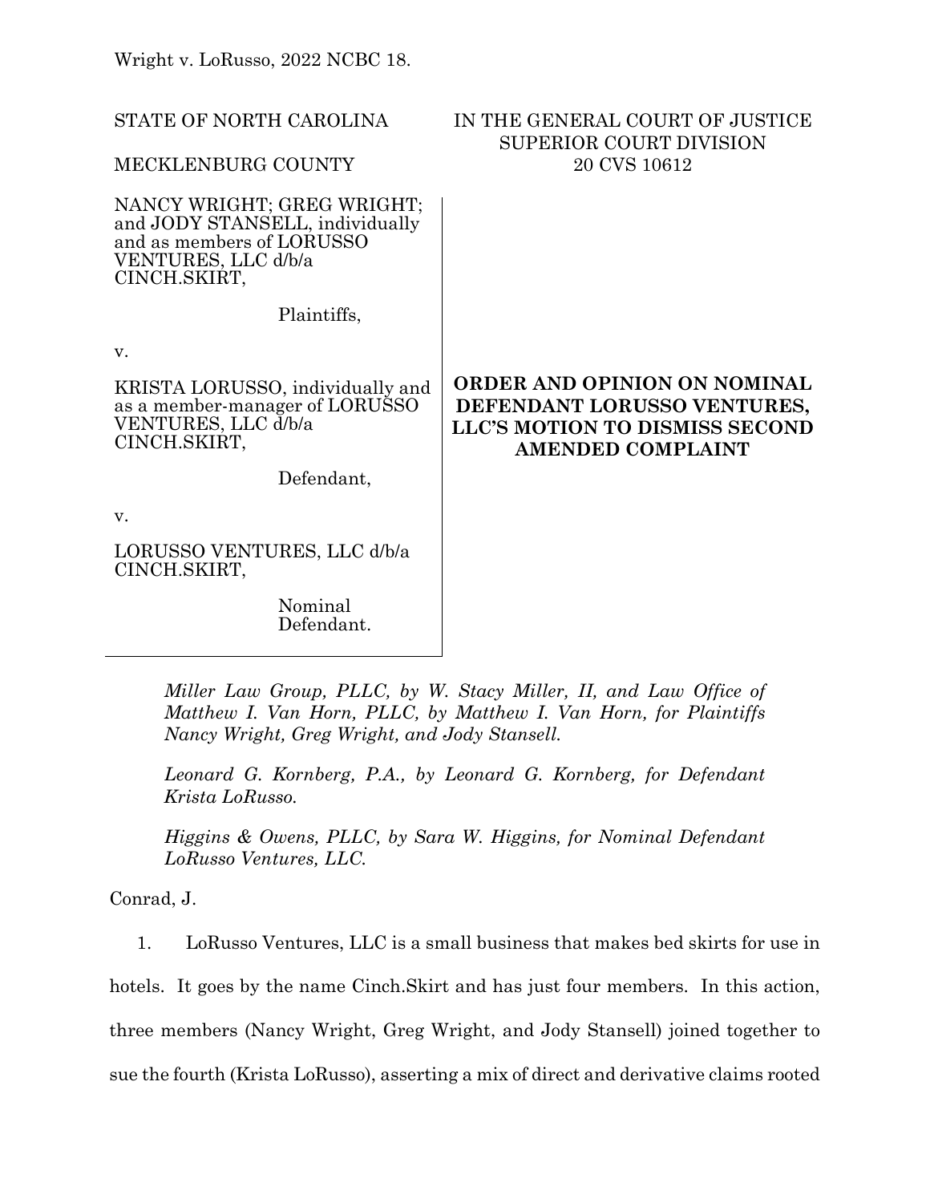Wright v. LoRusso, 2022 NCBC 18.

STATE OF NORTH CAROLINA

MECKLENBURG COUNTY

IN THE GENERAL COURT OF JUSTICE
SUPERIOR COURT DIVISION
20 CVS 10612

NANCY WRIGHT; GREG WRIGHT; and JODY STANSELL, individually and as members of LORUSSO VENTURES, LLC d/b/a CINCH.SKIRT,

Plaintiffs,

v.

KRISTA LORUSSO, individually and as a member-manager of LORUSSO VENTURES, LLC d/b/a CINCH.SKIRT,

Defendant,

v.

LORUSSO VENTURES, LLC d/b/a CINCH.SKIRT,

Nominal Defendant.

**ORDER AND OPINION ON NOMINAL DEFENDANT LORUSSO VENTURES, LLC'S MOTION TO DISMISS SECOND AMENDED COMPLAINT**

*Miller Law Group, PLLC, by W. Stacy Miller, II, and Law Office of Matthew I. Van Horn, PLLC, by Matthew I. Van Horn, for Plaintiffs Nancy Wright, Greg Wright, and Jody Stansell.*

*Leonard G. Kornberg, P.A., by Leonard G. Kornberg, for Defendant Krista LoRusso.*

*Higgins & Owens, PLLC, by Sara W. Higgins, for Nominal Defendant LoRusso Ventures, LLC.*

Conrad, J.

1. LoRusso Ventures, LLC is a small business that makes bed skirts for use in hotels. It goes by the name Cinch.Skirt and has just four members. In this action, three members (Nancy Wright, Greg Wright, and Jody Stansell) joined together to sue the fourth (Krista LoRusso), asserting a mix of direct and derivative claims rooted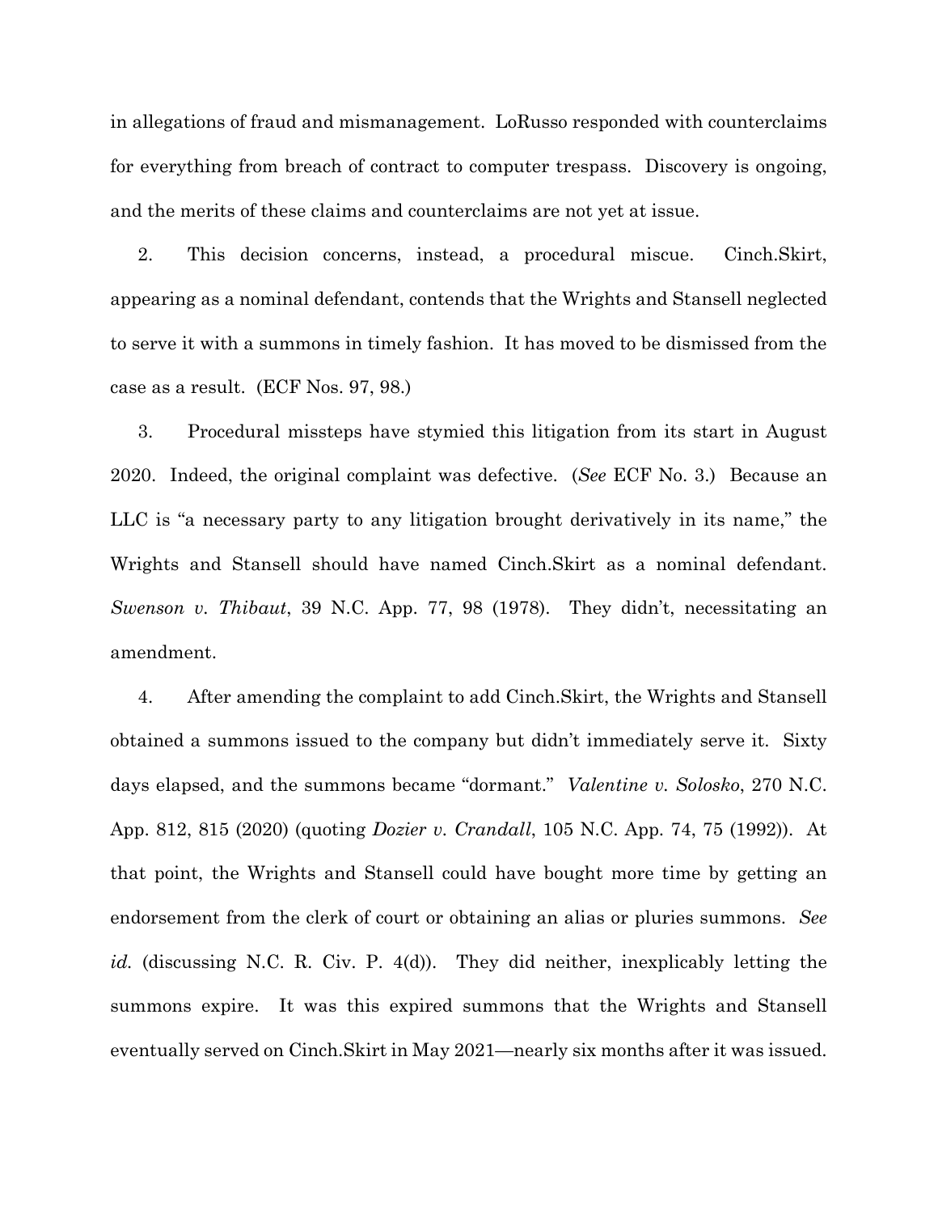in allegations of fraud and mismanagement. LoRusso responded with counterclaims for everything from breach of contract to computer trespass. Discovery is ongoing, and the merits of these claims and counterclaims are not yet at issue.

2. This decision concerns, instead, a procedural miscue. Cinch.Skirt, appearing as a nominal defendant, contends that the Wrights and Stansell neglected to serve it with a summons in timely fashion. It has moved to be dismissed from the case as a result. (ECF Nos. 97, 98.)

3. Procedural missteps have stymied this litigation from its start in August 2020. Indeed, the original complaint was defective. (*See* ECF No. 3.) Because an LLC is "a necessary party to any litigation brought derivatively in its name," the Wrights and Stansell should have named Cinch.Skirt as a nominal defendant. *Swenson v. Thibaut*, 39 N.C. App. 77, 98 (1978). They didn't, necessitating an amendment.

4. After amending the complaint to add Cinch.Skirt, the Wrights and Stansell obtained a summons issued to the company but didn't immediately serve it. Sixty days elapsed, and the summons became "dormant." *Valentine v. Solosko*, 270 N.C. App. 812, 815 (2020) (quoting *Dozier v. Crandall*, 105 N.C. App. 74, 75 (1992)). At that point, the Wrights and Stansell could have bought more time by getting an endorsement from the clerk of court or obtaining an alias or pluries summons. *See id.* (discussing N.C. R. Civ. P. 4(d)). They did neither, inexplicably letting the summons expire. It was this expired summons that the Wrights and Stansell eventually served on Cinch.Skirt in May 2021—nearly six months after it was issued.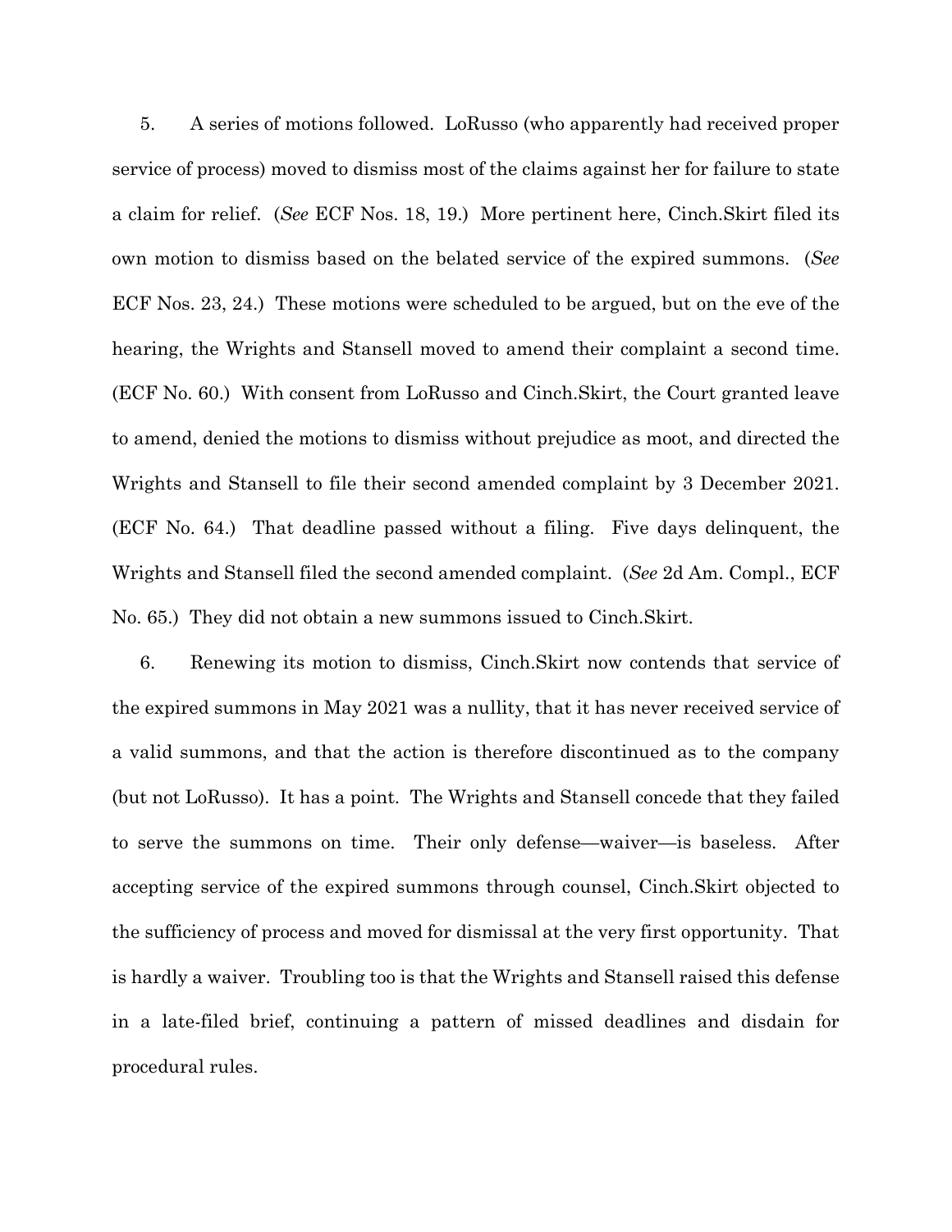5. A series of motions followed. LoRusso (who apparently had received proper service of process) moved to dismiss most of the claims against her for failure to state a claim for relief. (*See* ECF Nos. 18, 19.) More pertinent here, Cinch.Skirt filed its own motion to dismiss based on the belated service of the expired summons. (*See* ECF Nos. 23, 24.) These motions were scheduled to be argued, but on the eve of the hearing, the Wrights and Stansell moved to amend their complaint a second time. (ECF No. 60.) With consent from LoRusso and Cinch.Skirt, the Court granted leave to amend, denied the motions to dismiss without prejudice as moot, and directed the Wrights and Stansell to file their second amended complaint by 3 December 2021. (ECF No. 64.) That deadline passed without a filing. Five days delinquent, the Wrights and Stansell filed the second amended complaint. (*See* 2d Am. Compl., ECF No. 65.) They did not obtain a new summons issued to Cinch.Skirt.

6. Renewing its motion to dismiss, Cinch.Skirt now contends that service of the expired summons in May 2021 was a nullity, that it has never received service of a valid summons, and that the action is therefore discontinued as to the company (but not LoRusso). It has a point. The Wrights and Stansell concede that they failed to serve the summons on time. Their only defense—waiver—is baseless. After accepting service of the expired summons through counsel, Cinch.Skirt objected to the sufficiency of process and moved for dismissal at the very first opportunity. That is hardly a waiver. Troubling too is that the Wrights and Stansell raised this defense in a late-filed brief, continuing a pattern of missed deadlines and disdain for procedural rules.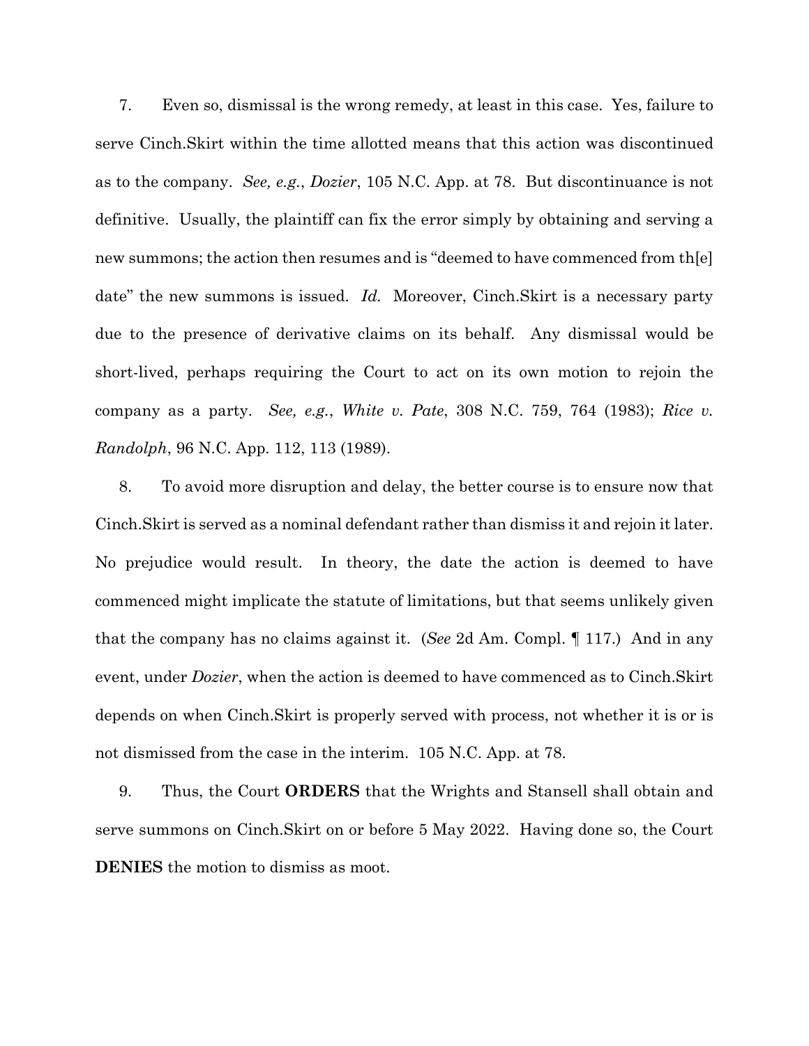7. Even so, dismissal is the wrong remedy, at least in this case. Yes, failure to serve Cinch.Skirt within the time allotted means that this action was discontinued as to the company. *See, e.g.*, *Dozier*, 105 N.C. App. at 78. But discontinuance is not definitive. Usually, the plaintiff can fix the error simply by obtaining and serving a new summons; the action then resumes and is "deemed to have commenced from th[e] date" the new summons is issued. *Id.* Moreover, Cinch.Skirt is a necessary party due to the presence of derivative claims on its behalf. Any dismissal would be short-lived, perhaps requiring the Court to act on its own motion to rejoin the company as a party. *See, e.g.*, *White v. Pate*, 308 N.C. 759, 764 (1983); *Rice v. Randolph*, 96 N.C. App. 112, 113 (1989).

8. To avoid more disruption and delay, the better course is to ensure now that Cinch.Skirt is served as a nominal defendant rather than dismiss it and rejoin it later. No prejudice would result. In theory, the date the action is deemed to have commenced might implicate the statute of limitations, but that seems unlikely given that the company has no claims against it. (*See* 2d Am. Compl. ¶ 117.) And in any event, under *Dozier*, when the action is deemed to have commenced as to Cinch.Skirt depends on when Cinch.Skirt is properly served with process, not whether it is or is not dismissed from the case in the interim. 105 N.C. App. at 78.

9. Thus, the Court **ORDERS** that the Wrights and Stansell shall obtain and serve summons on Cinch.Skirt on or before 5 May 2022. Having done so, the Court **DENIES** the motion to dismiss as moot.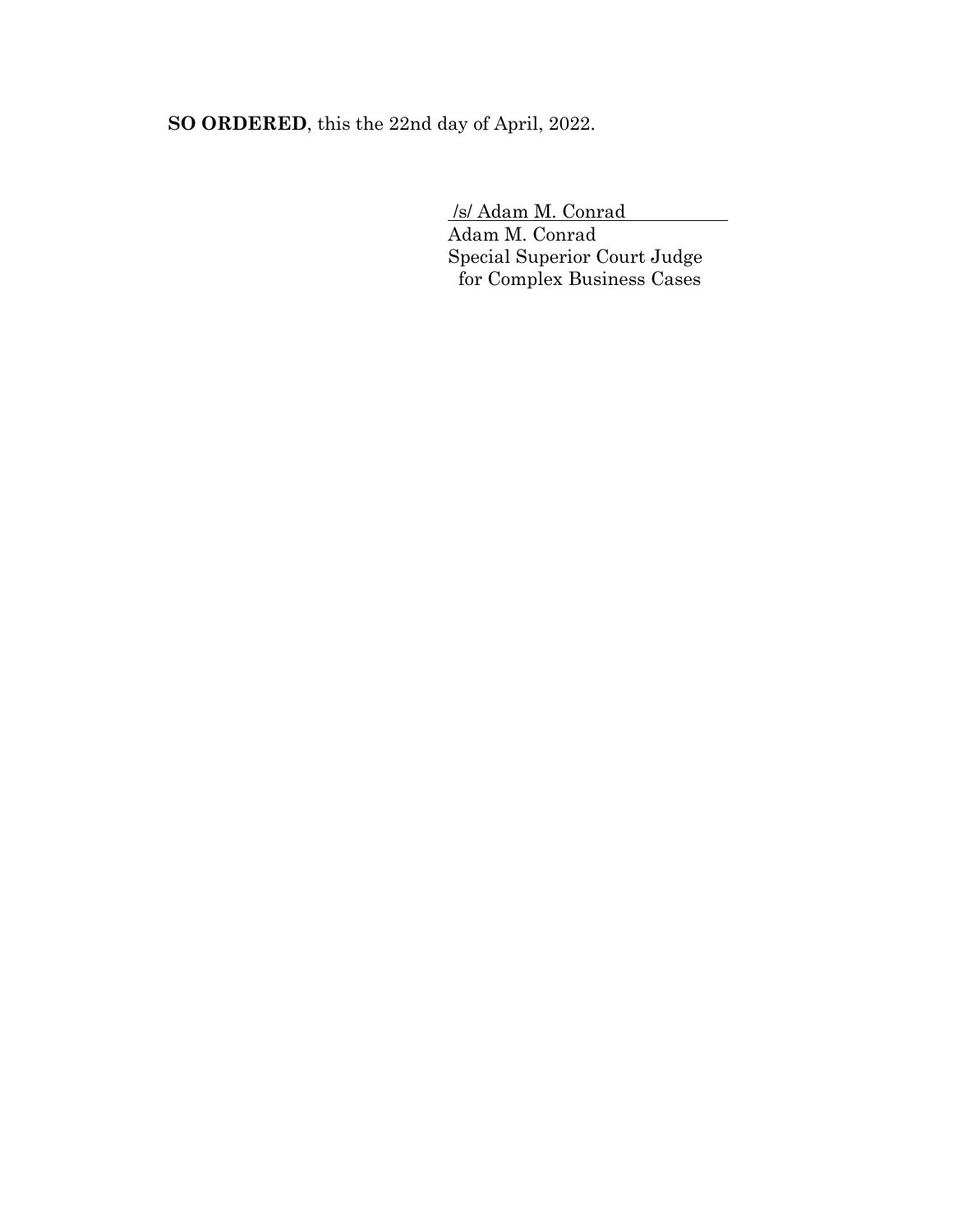**SO ORDERED**, this the 22nd day of April, 2022.

/s/ Adam M. Conrad
Adam M. Conrad
Special Superior Court Judge
for Complex Business Cases